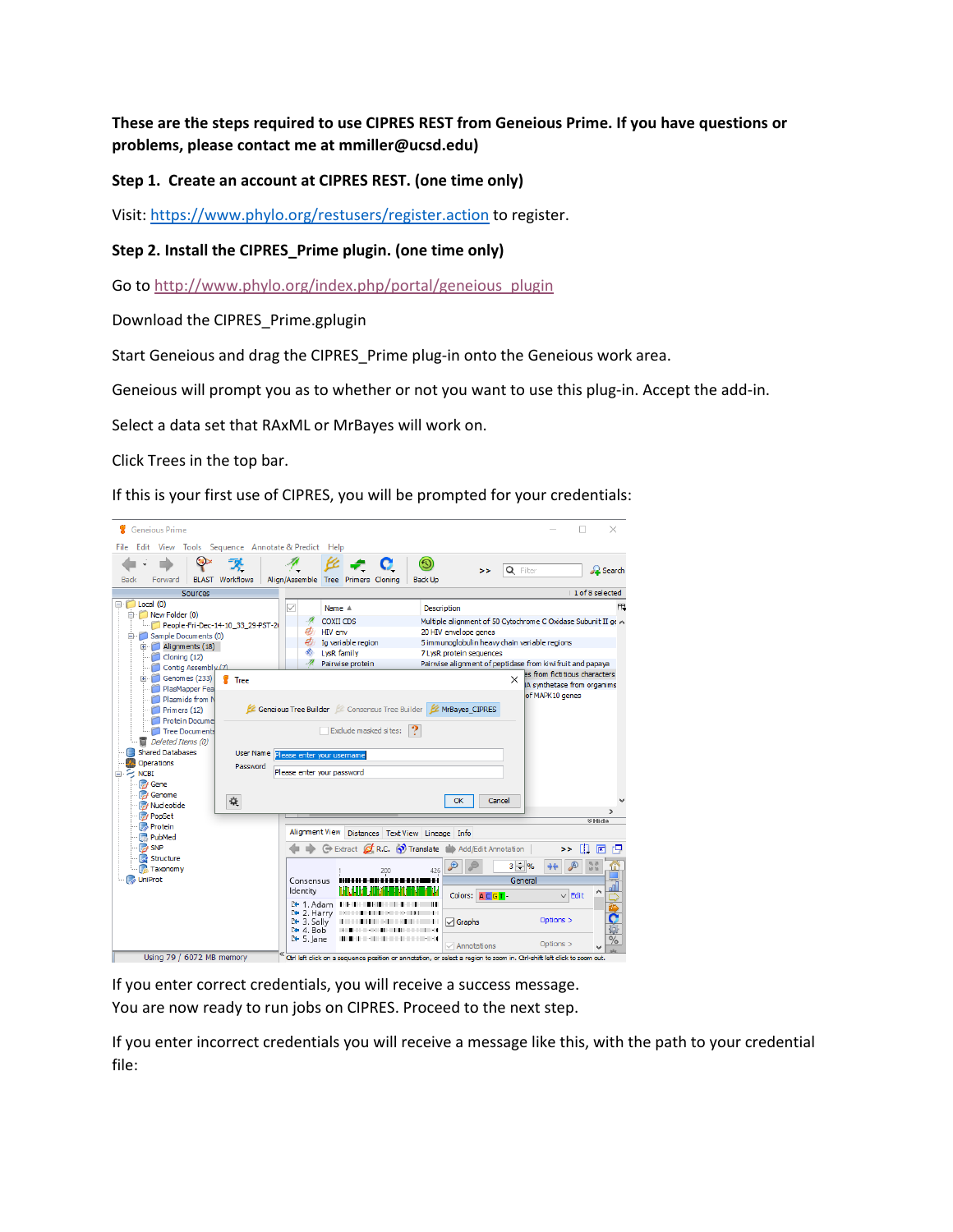**These are the steps required to use CIPRES REST from Geneious Prime. If you have questions or problems, please contact me at mmiller@ucsd.edu)**

**Step 1. Create an account at CIPRES REST. (one time only)**

Visit: https://www.phylo.org/restusers/register.action to register.

**Step 2. Install the CIPRES_Prime plugin. (one time only)**

Go to http://www.phylo.org/index.php/portal/geneious_plugin

Download the CIPRES_Prime.gplugin

Start Geneious and drag the CIPRES_Prime plug-in onto the Geneious work area.

Geneious will prompt you as to whether or not you want to use this plug-in. Accept the add-in.

Select a data set that RAxML or MrBayes will work on.

Click Trees in the top bar.

If this is your first use of CIPRES, you will be prompted for your credentials:

If you enter correct credentials, you will receive a success message.
You are now ready to run jobs on CIPRES. Proceed to the next step.

If you enter incorrect credentials you will receive a message like this, with the path to your credential file: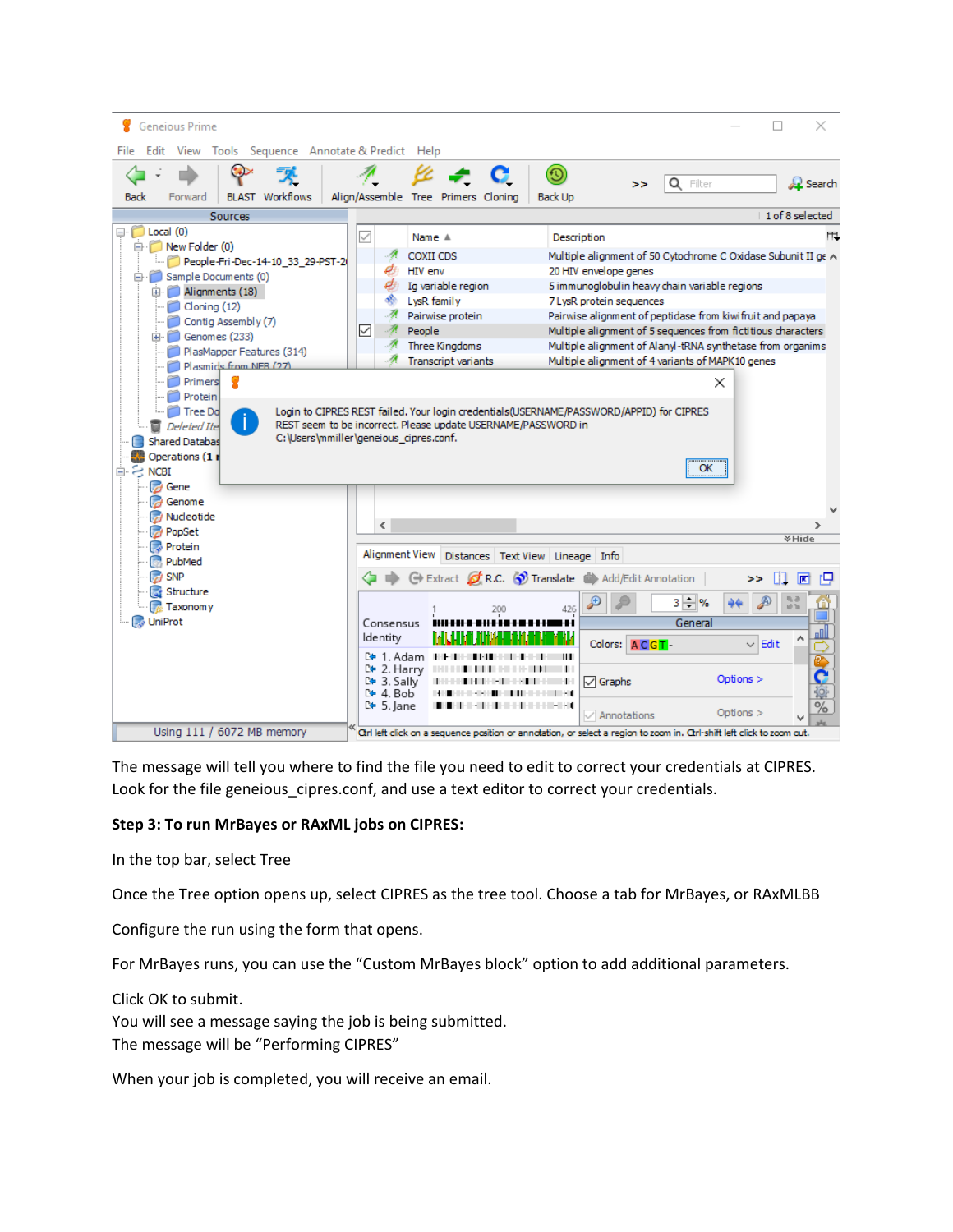The message will tell you where to find the file you need to edit to correct your credentials at CIPRES. Look for the file geneious_cipres.conf, and use a text editor to correct your credentials.

**Step 3: To run MrBayes or RAxML jobs on CIPRES:**

In the top bar, select Tree

Once the Tree option opens up, select CIPRES as the tree tool. Choose a tab for MrBayes, or RAxMLBB

Configure the run using the form that opens.

For MrBayes runs, you can use the "Custom MrBayes block" option to add additional parameters.

Click OK to submit.
You will see a message saying the job is being submitted.
The message will be "Performing CIPRES"

When your job is completed, you will receive an email.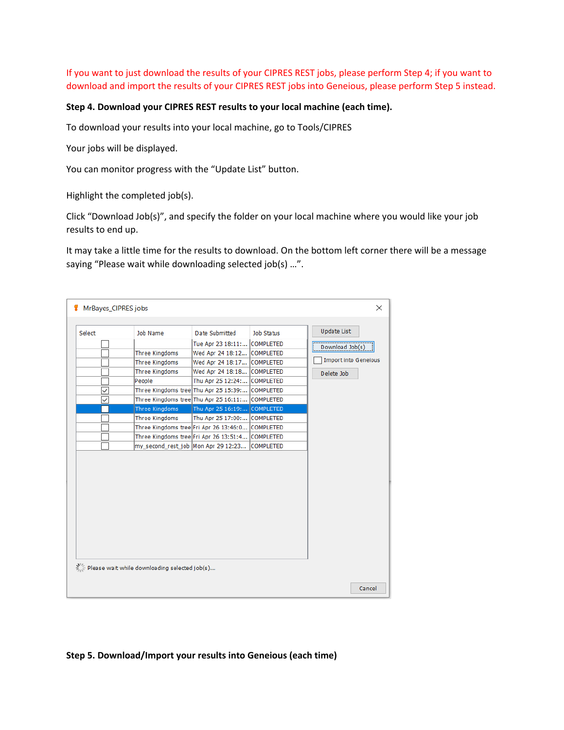If you want to just download the results of your CIPRES REST jobs, please perform Step 4; if you want to download and import the results of your CIPRES REST jobs into Geneious, please perform Step 5 instead.

**Step 4. Download your CIPRES REST results to your local machine (each time).**

To download your results into your local machine, go to Tools/CIPRES

Your jobs will be displayed.

You can monitor progress with the "Update List" button.

Highlight the completed job(s).

Click "Download Job(s)", and specify the folder on your local machine where you would like your job results to end up.

It may take a little time for the results to download. On the bottom left corner there will be a message saying "Please wait while downloading selected job(s) …".

MrBayes_CIPRES jobs

| Select | Job Name | Date Submitted | Job Status |
|---|---|---|---|
| ☐ | | Tue Apr 23 18:11:... | COMPLETED |
| ☐ | Three Kingdoms | Wed Apr 24 18:12... | COMPLETED |
| ☐ | Three Kingdoms | Wed Apr 24 18:17... | COMPLETED |
| ☐ | Three Kingdoms | Wed Apr 24 18:18... | COMPLETED |
| ☐ | People | Thu Apr 25 12:24:... | COMPLETED |
| ☑ | Three Kingdoms tree | Thu Apr 25 15:39:... | COMPLETED |
| ☑ | Three Kingdoms tree | Thu Apr 25 16:11:... | COMPLETED |
| ☐ | Three Kingdoms | Thu Apr 25 16:19:... | COMPLETED |
| ☐ | Three Kingdoms | Thu Apr 25 17:00:... | COMPLETED |
| ☐ | Three Kingdoms tree | Fri Apr 26 13:46:0... | COMPLETED |
| ☐ | Three Kingdoms tree | Fri Apr 26 13:51:4... | COMPLETED |
| ☐ | my_second_rest_job | Mon Apr 29 12:23... | COMPLETED |

Update List | Download Job(s) | ☐ Import into Geneious | Delete Job

Please wait while downloading selected job(s)...

Cancel

**Step 5. Download/Import your results into Geneious (each time)**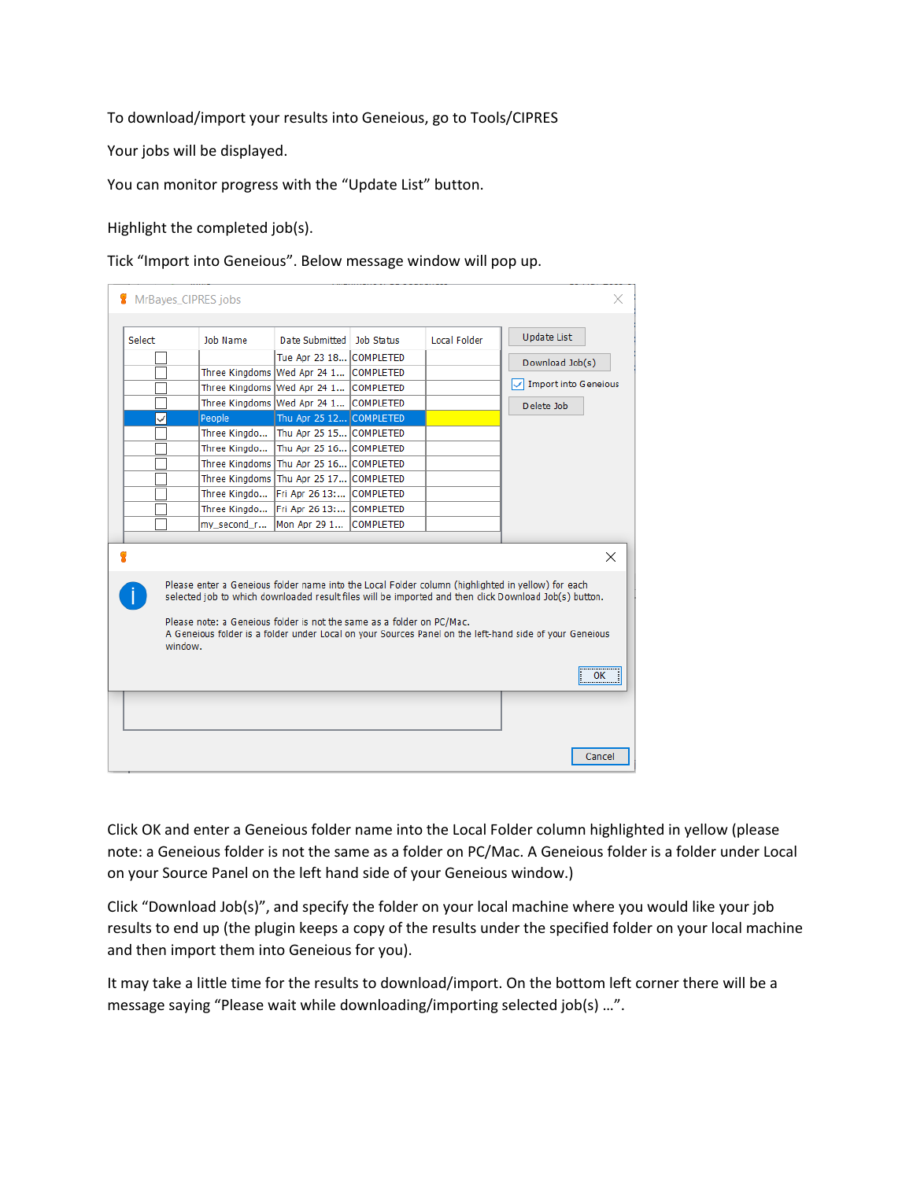To download/import your results into Geneious, go to Tools/CIPRES

Your jobs will be displayed.

You can monitor progress with the "Update List" button.

Highlight the completed job(s).

Tick "Import into Geneious". Below message window will pop up.

Click OK and enter a Geneious folder name into the Local Folder column highlighted in yellow (please note: a Geneious folder is not the same as a folder on PC/Mac. A Geneious folder is a folder under Local on your Source Panel on the left hand side of your Geneious window.)

Click "Download Job(s)", and specify the folder on your local machine where you would like your job results to end up (the plugin keeps a copy of the results under the specified folder on your local machine and then import them into Geneious for you).

It may take a little time for the results to download/import. On the bottom left corner there will be a message saying "Please wait while downloading/importing selected job(s) …".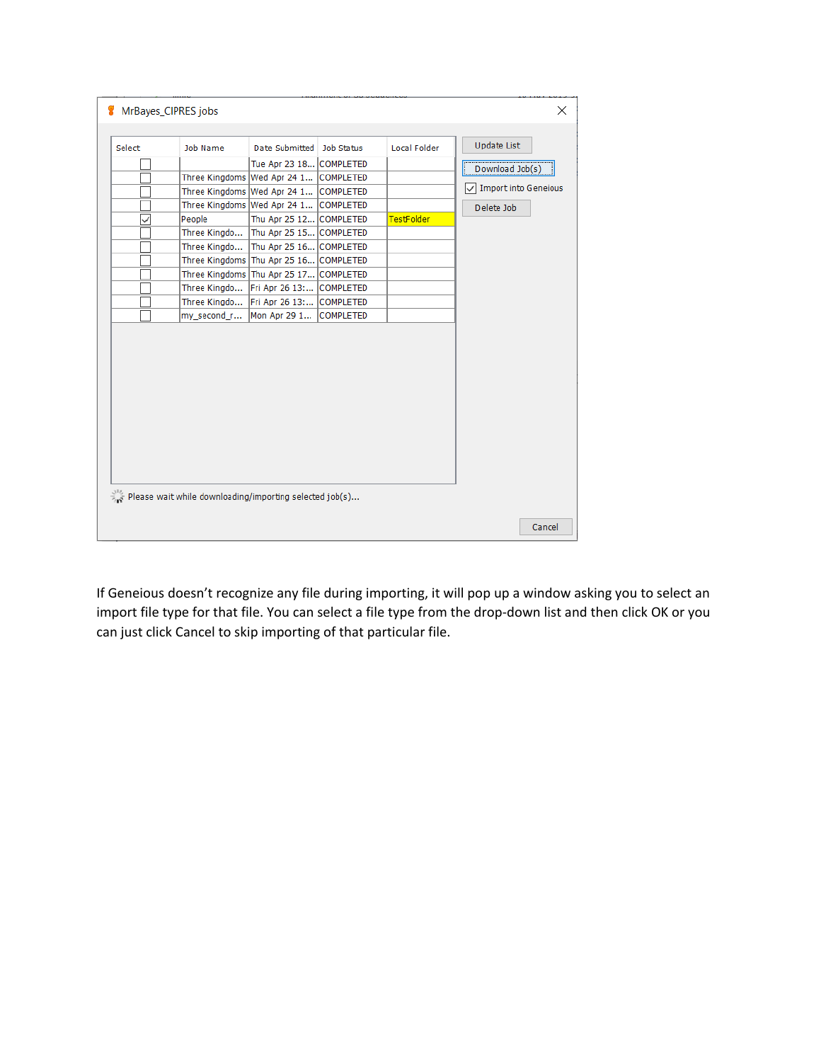MrBayes_CIPRES jobs

| Select | Job Name | Date Submitted | Job Status | Local Folder |
|---|---|---|---|---|
| ☐ | | Tue Apr 23 18... | COMPLETED | |
| ☐ | Three Kingdoms | Wed Apr 24 1... | COMPLETED | |
| ☐ | Three Kingdoms | Wed Apr 24 1... | COMPLETED | |
| ☐ | Three Kingdoms | Wed Apr 24 1... | COMPLETED | |
| ☑ | People | Thu Apr 25 12... | COMPLETED | TestFolder |
| ☐ | Three Kingdo... | Thu Apr 25 15... | COMPLETED | |
| ☐ | Three Kingdo... | Thu Apr 25 16... | COMPLETED | |
| ☐ | Three Kingdoms | Thu Apr 25 16... | COMPLETED | |
| ☐ | Three Kingdoms | Thu Apr 25 17... | COMPLETED | |
| ☐ | Three Kingdo... | Fri Apr 26 13:... | COMPLETED | |
| ☐ | Three Kingdo... | Fri Apr 26 13:... | COMPLETED | |
| ☐ | my_second_r... | Mon Apr 29 1... | COMPLETED | |

Update List

Download Job(s)

☑ Import into Geneious

Delete Job

Please wait while downloading/importing selected job(s)...

Cancel

If Geneious doesn't recognize any file during importing, it will pop up a window asking you to select an import file type for that file. You can select a file type from the drop-down list and then click OK or you can just click Cancel to skip importing of that particular file.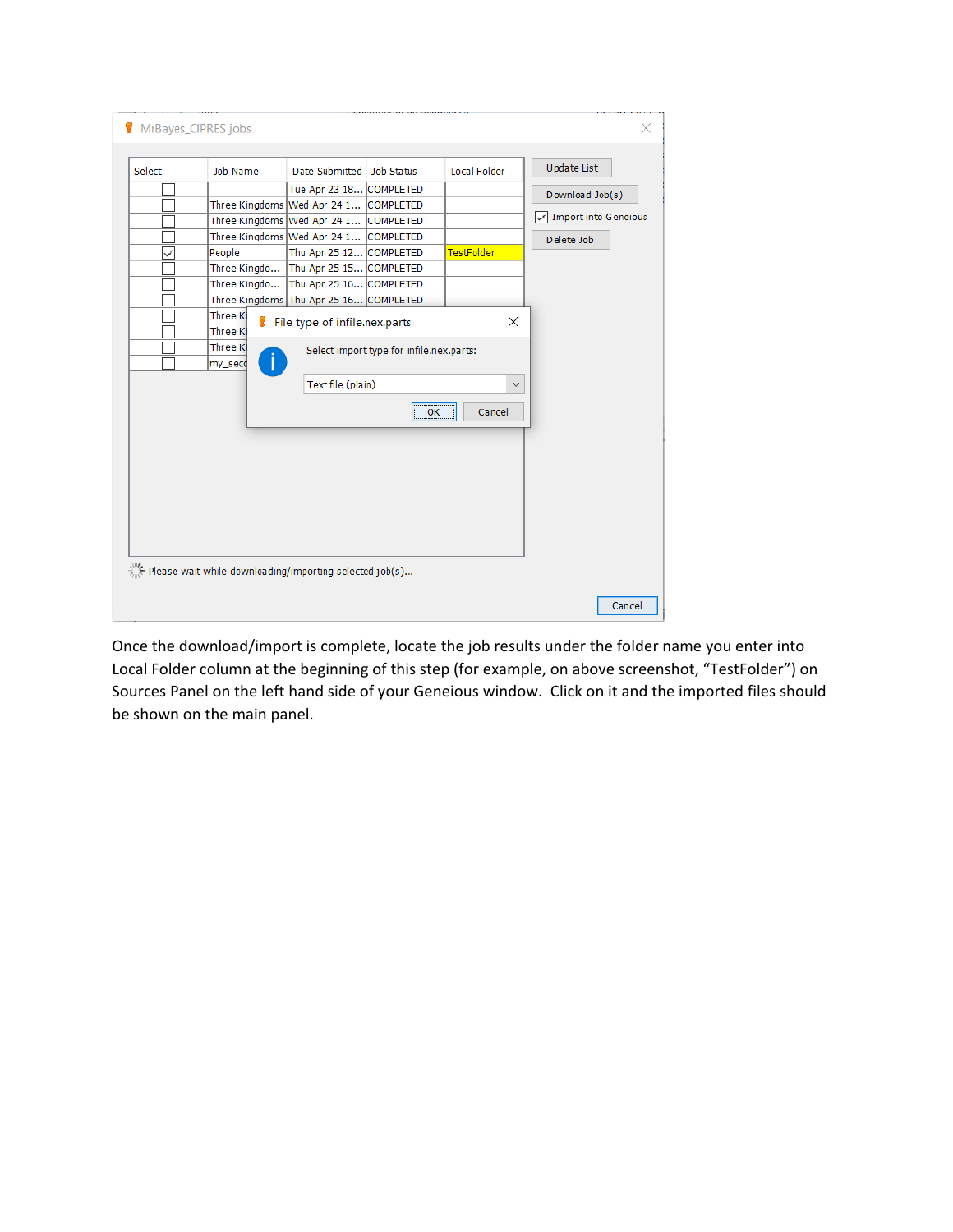Once the download/import is complete, locate the job results under the folder name you enter into Local Folder column at the beginning of this step (for example, on above screenshot, “TestFolder”) on Sources Panel on the left hand side of your Geneious window. Click on it and the imported files should be shown on the main panel.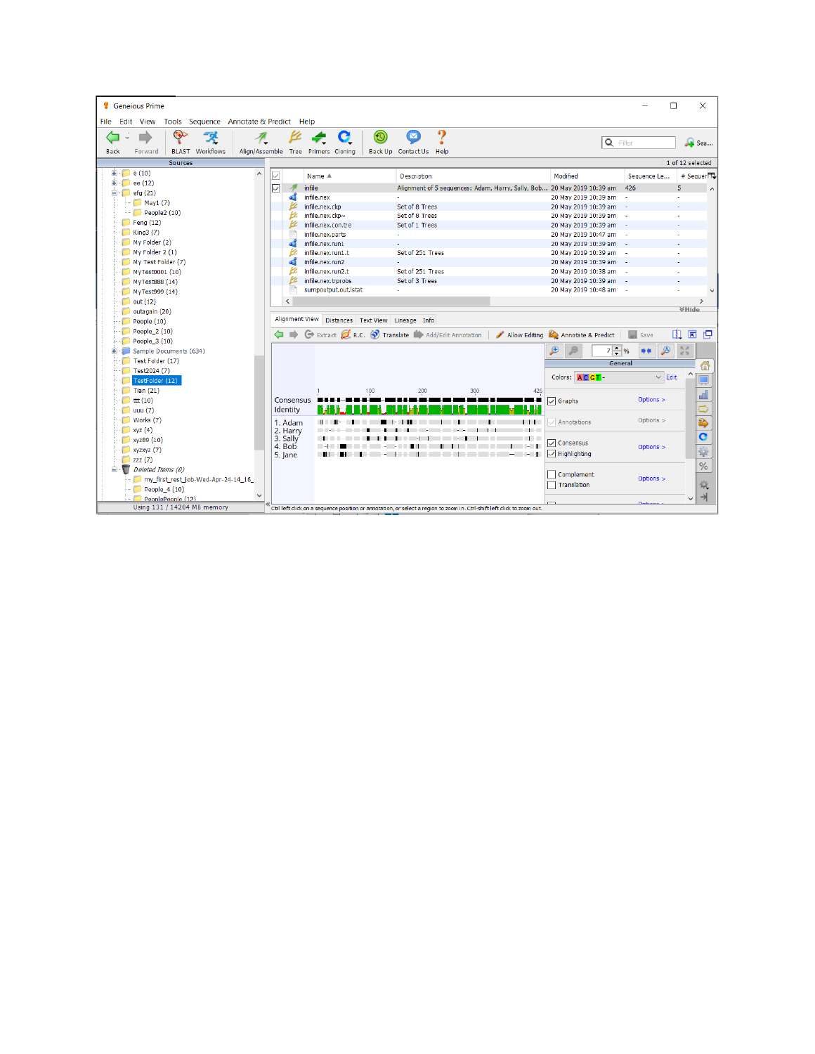Geneious Prime

File Edit View Tools Sequence Annotate & Predict Help

Back Forward BLAST Workflows Align/Assemble Tree Primers Cloning Back Up Contact Us Help

Sources

- e (10)
- ee (12)
- efg (21)
  - May1 (7)
  - People2 (10)
- Feng (12)
- King3 (7)
- My Folder (2)
- My Folder 2 (1)
- My Test Folder (7)
- MyTest0001 (10)
- MyTest888 (14)
- MyTest999 (14)
- out (12)
- outagain (20)
- People (10)
- People_2 (10)
- People_3 (10)
- Sample Documents (634)
- Test Folder (17)
- Test2024 (7)
- TestFolder (12)
- Tian (21)
- ttt (10)
- uuu (7)
- Works (7)
- xyz (4)
- xyz99 (10)
- xyzxyz (7)
- zzz (7)
- Deleted Items (0)
  - my_first_rest_job-Wed-Apr-24-14_16_
  - People_4 (10)
  - PeoplePeople (12)

Using 131 / 14204 MB memory

1 of 12 selected

| Name | Description | Modified | Sequence Le... | # Sequen |
|---|---|---|---|---|
| infile | Alignment of 5 sequences: Adam, Harry, Sally, Bob... | 20 May 2019 10:39 am | 426 | 5 |
| infile.nex | - | 20 May 2019 10:39 am | - | - |
| infile.nex.ckp | Set of 8 Trees | 20 May 2019 10:39 am | - | - |
| infile.nex.ckp~ | Set of 8 Trees | 20 May 2019 10:39 am | - | - |
| infile.nex.con.tre | Set of 1 Trees | 20 May 2019 10:39 am | - | - |
| infile.nex.parts | - | 20 May 2019 10:47 am | - | - |
| infile.nex.run1 | - | 20 May 2019 10:39 am | - | - |
| infile.nex.run1.t | Set of 251 Trees | 20 May 2019 10:39 am | - | - |
| infile.nex.run2 | - | 20 May 2019 10:39 am | - | - |
| infile.nex.run2.t | Set of 251 Trees | 20 May 2019 10:38 am | - | - |
| infile.nex.trprobs | Set of 3 Trees | 20 May 2019 10:39 am | - | - |
| sumpoutput.out.lstat | - | 20 May 2019 10:48 am | - | - |

Alignment View | Distances | Text View | Lineage | Info

Extract R.C. Translate Add/Edit Annotation Allow Editing Annotate & Predict Save

Consensus
Identity

1 100 200 300 426

1. Adam
2. Harry
3. Sally
4. Bob
5. Jane

General

Colors: ACGT- Edit

Graphs Options >

Annotations Options >

Consensus Options >
Highlighting

Complement Options >
Translation

Ctrl left click on a sequence position or annotation, or select a region to zoom in. Ctrl-shift left click to zoom out.